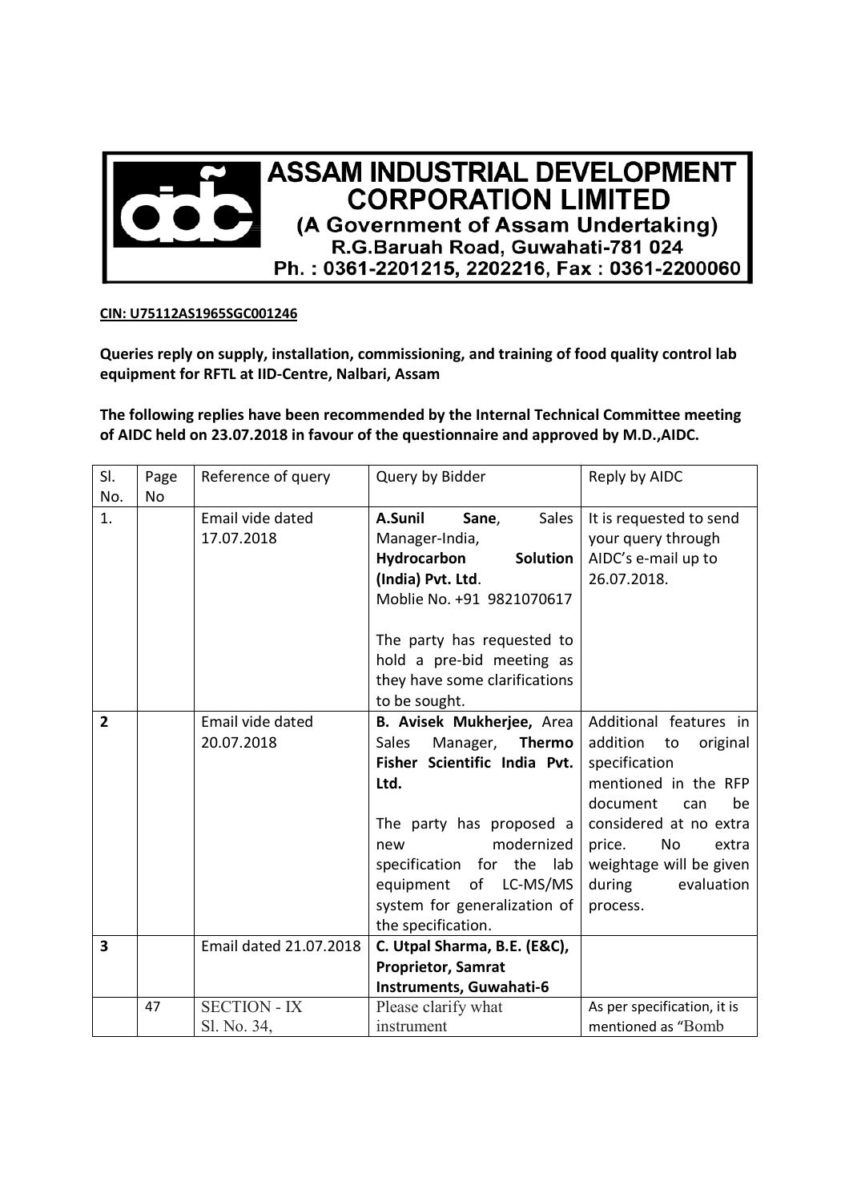# ASSAM INDUSTRIAL DEVELOPMENT CORPORATION LIMITED

(A Government of Assam Undertaking)
R.G.Baruah Road, Guwahati-781 024
Ph. : 0361-2201215, 2202216, Fax : 0361-2200060

**CIN: U75112AS1965SGC001246**

**Queries reply on supply, installation, commissioning, and training of food quality control lab equipment for RFTL at IID-Centre, Nalbari, Assam**

**The following replies have been recommended by the Internal Technical Committee meeting of AIDC held on 23.07.2018 in favour of the questionnaire and approved by M.D.,AIDC.**

| Sl. No. | Page No | Reference of query | Query by Bidder | Reply by AIDC |
|---|---|---|---|---|
| 1. | | Email vide dated 17.07.2018 | **A.Sunil Sane**, Sales Manager-India, **Hydrocarbon Solution (India) Pvt. Ltd**. Moblie No. +91 9821070617<br><br>The party has requested to hold a pre-bid meeting as they have some clarifications to be sought. | It is requested to send your query through AIDC's e-mail up to 26.07.2018. |
| **2** | | Email vide dated 20.07.2018 | **B. Avisek Mukherjee,** Area Sales Manager, **Thermo Fisher Scientific India Pvt. Ltd.**<br><br>The party has proposed a new modernized specification for the lab equipment of LC-MS/MS system for generalization of the specification. | Additional features in addition to original specification mentioned in the RFP document can be considered at no extra price. No extra weightage will be given during evaluation process. |
| **3** | | Email dated 21.07.2018 | **C. Utpal Sharma, B.E. (E&C), Proprietor, Samrat Instruments, Guwahati-6** | |
| | 47 | SECTION - IX Sl. No. 34, | Please clarify what instrument | As per specification, it is mentioned as "Bomb |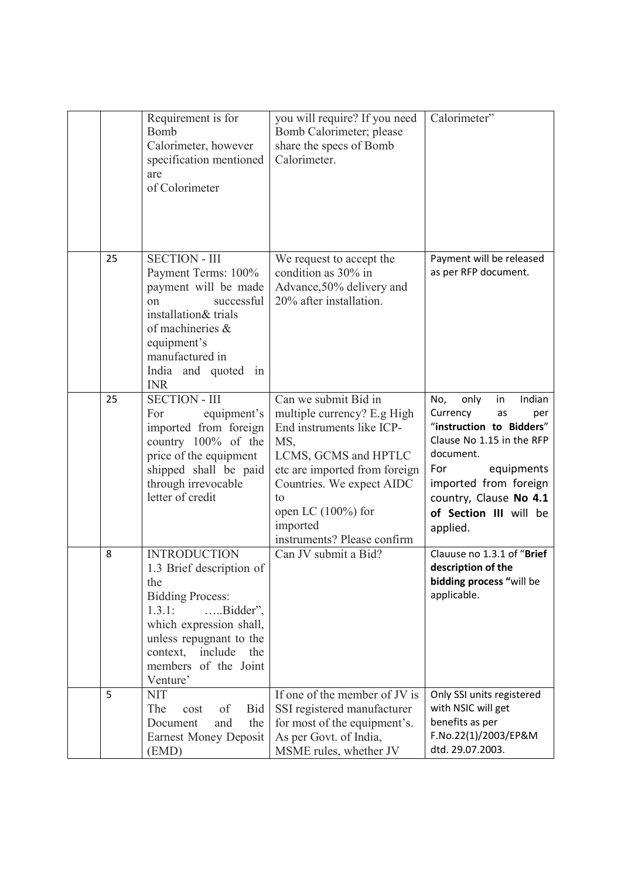|  |  |  |  |  |
|---|---|---|---|---|
|  |  | Requirement is for Bomb Calorimeter, however specification mentioned are of Colorimeter | you will require? If you need Bomb Calorimeter; please share the specs of Bomb Calorimeter. | Calorimeter" |
|  | 25 | SECTION - III Payment Terms: 100% payment will be made on successful installation& trials of machineries & equipment's manufactured in India and quoted in INR | We request to accept the condition as 30% in Advance,50% delivery and 20% after installation. | Payment will be released as per RFP document. |
|  | 25 | SECTION - III For equipment's imported from foreign country 100% of the price of the equipment shipped shall be paid through irrevocable letter of credit | Can we submit Bid in multiple currency? E.g High End instruments like ICP-MS, LCMS, GCMS and HPTLC etc are imported from foreign Countries. We expect AIDC to open LC (100%) for imported instruments? Please confirm | No, only in Indian Currency as per "**instruction to Bidders**" Clause No 1.15 in the RFP document. For equipments imported from foreign country, Clause **No 4.1 of Section III** will be applied. |
|  | 8 | INTRODUCTION 1.3 Brief description of the Bidding Process: 1.3.1: …..Bidder", which expression shall, unless repugnant to the context, include the members of the Joint Venture' | Can JV submit a Bid? | Clauuse no 1.3.1 of "**Brief description of the bidding process** "will be applicable. |
|  | 5 | NIT The cost of Bid Document and the Earnest Money Deposit (EMD) | If one of the member of JV is SSI registered manufacturer for most of the equipment's. As per Govt. of India, MSME rules, whether JV | Only SSI units registered with NSIC will get benefits as per F.No.22(1)/2003/EP&M dtd. 29.07.2003. |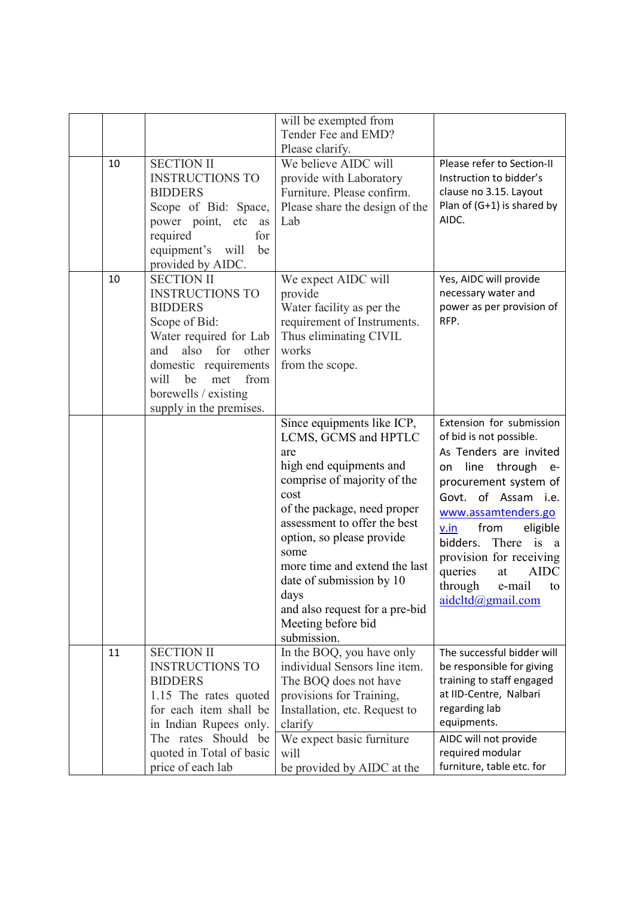| | | | | |
|---|---|---|---|---|
| | | | will be exempted from Tender Fee and EMD? Please clarify. | |
| | 10 | SECTION II INSTRUCTIONS TO BIDDERS Scope of Bid: Space, power point, etc as required for equipment's will be provided by AIDC. | We believe AIDC will provide with Laboratory Furniture. Please confirm. Please share the design of the Lab | Please refer to Section-II Instruction to bidder's clause no 3.15. Layout Plan of (G+1) is shared by AIDC. |
| | 10 | SECTION II INSTRUCTIONS TO BIDDERS Scope of Bid: Water required for Lab and also for other domestic requirements will be met from borewells / existing supply in the premises. | We expect AIDC will provide Water facility as per the requirement of Instruments. Thus eliminating CIVIL works from the scope. | Yes, AIDC will provide necessary water and power as per provision of RFP. |
| | | | Since equipments like ICP, LCMS, GCMS and HPTLC are high end equipments and comprise of majority of the cost of the package, need proper assessment to offer the best option, so please provide some more time and extend the last date of submission by 10 days and also request for a pre-bid Meeting before bid submission. | Extension for submission of bid is not possible. As Tenders are invited on line through e-procurement system of Govt. of Assam i.e. [www.assamtenders.gov.in](www.assamtenders.gov.in) from eligible bidders. There is a provision for receiving queries at AIDC through e-mail to [aidcltd@gmail.com](mailto:aidcltd@gmail.com) |
| | 11 | SECTION II INSTRUCTIONS TO BIDDERS 1.15 The rates quoted for each item shall be in Indian Rupees only. The rates Should be quoted in Total of basic price of each lab | In the BOQ, you have only individual Sensors line item. The BOQ does not have provisions for Training, Installation, etc. Request to clarify | The successful bidder will be responsible for giving training to staff engaged at IID-Centre, Nalbari regarding lab equipments. |
| | | | We expect basic furniture will be provided by AIDC at the | AIDC will not provide required modular furniture, table etc. for |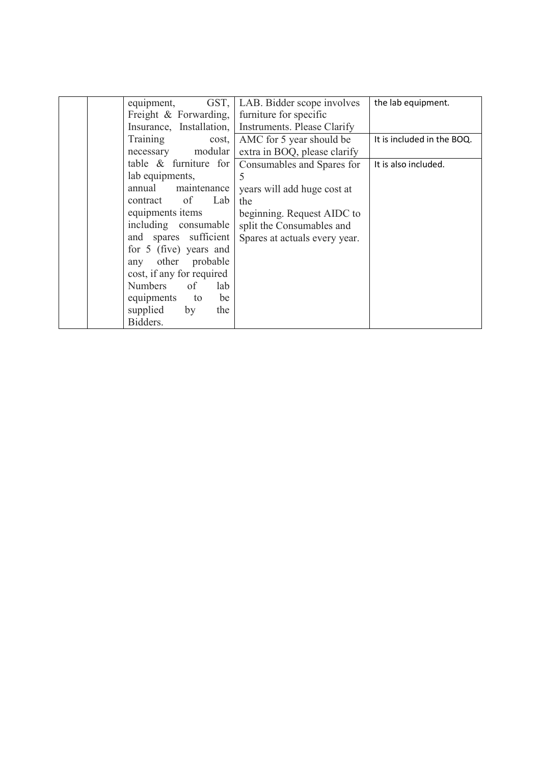|  |  |  |  |  |
|---|---|---|---|---|
|  |  | equipment, GST, Freight & Forwarding, Insurance, Installation, Training cost, necessary modular table & furniture for lab equipments, annual maintenance contract of Lab equipments items including consumable and spares sufficient for 5 (five) years and any other probable cost, if any for required Numbers of lab equipments to be supplied by the Bidders. | LAB. Bidder scope involves furniture for specific Instruments. Please Clarify | the lab equipment. |
|  |  |  | AMC for 5 year should be extra in BOQ, please clarify | It is included in the BOQ. |
|  |  |  | Consumables and Spares for 5 years will add huge cost at the beginning. Request AIDC to split the Consumables and Spares at actuals every year. | It is also included. |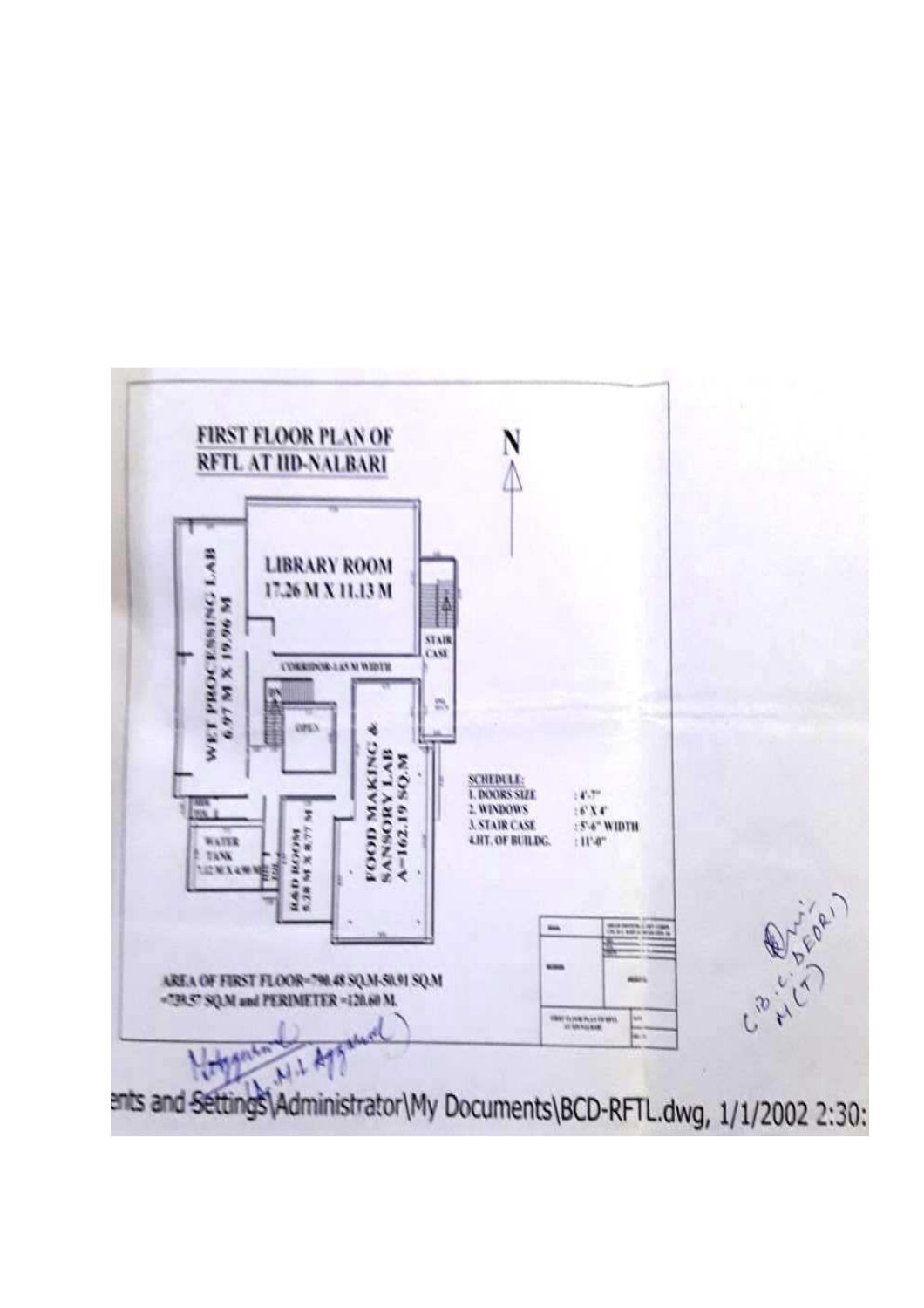# FIRST FLOOR PLAN OF RFTL AT IID-NALBARI

N

LIBRARY ROOM
17.26 M X 11.13 M

WET PROCESSING LAB
6.97 M X 19.96 M

STAIR CASE

CORRIDOR-1.65 M WIDTH

OPEN

FOOD MAKING & SANSORY LAB
A=162.19 SQ.M

R&D ROOM
5.28 M X 8.77 M

WATER TANK
7.12 M X 4.90 M

**SCHEDULE:**

| | |
|---|---|
| 1. DOORS SIZE | : 4'-7" |
| 2. WINDOWS | : 6' X 4' |
| 3. STAIR CASE | : 5'-6" WIDTH |
| 4. HT. OF BUILDG. | : 11'-0" |

AREA OF FIRST FLOOR=790.48 SQ.M-50.91 SQ.M =739.57 SQ.M and PERIMETER =120.60 M.

(N.L. Aggarwal)

C.D.C. DEORI
H(T)

ents and Settings\Administrator\My Documents\BCD-RFTL.dwg, 1/1/2002 2:30: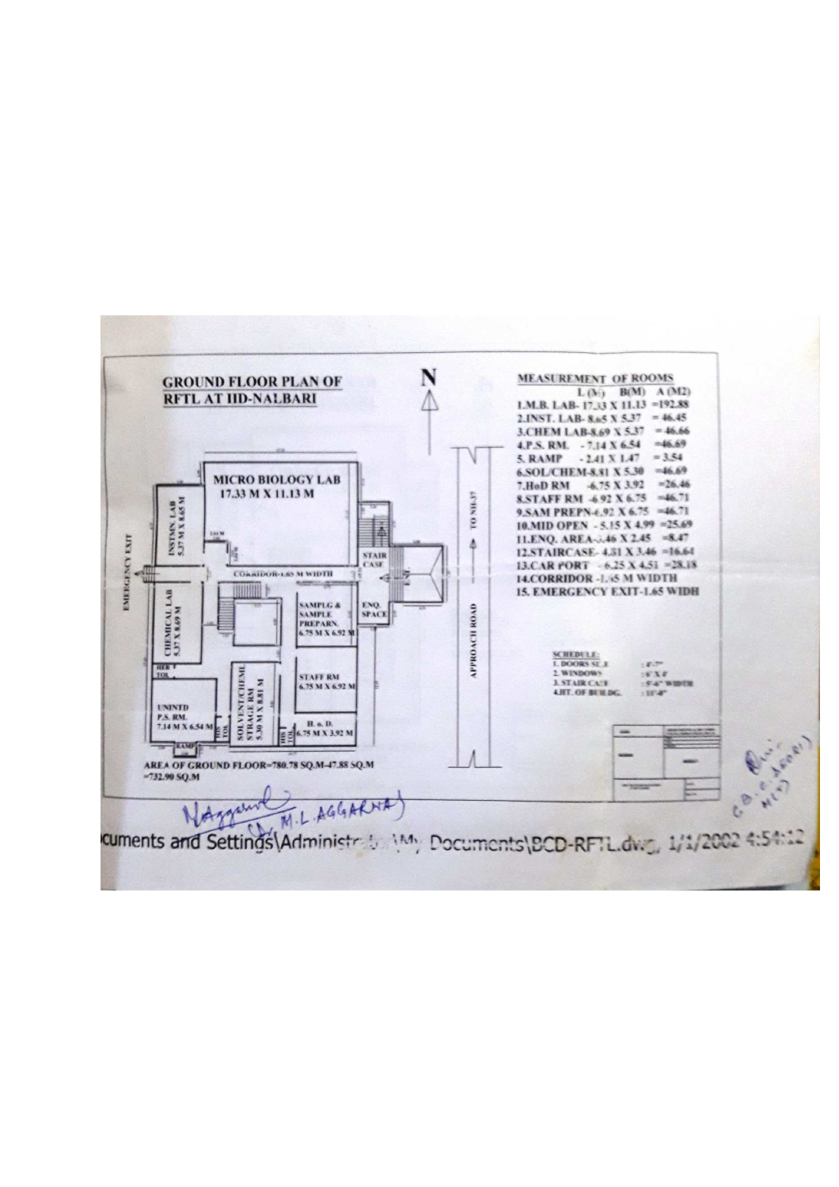## GROUND FLOOR PLAN OF RFTL AT IID-NALBARI

N

MICRO BIOLOGY LAB 17.33 M X 11.13 M

INSTMN. LAB 5.37 M X 8.65 M

EMERGENCY EXIT

CORRIDOR-1.65 M WIDTH

STAIR CASE

TO NH-37

APPROACH ROAD

CHEMICAL LAB 5.37 X 8.69 M

SAMPLG & SAMPLE PREPARN. 6.75 M X 6.92 M

ENQ. SPACE

STAFF RM 6.75 M X 6.92 M

SOLVENT/CHEML STRAGE RM 5.30 M X 8.81 M

UNINTD P.S. RM. 7.14 M X 6.54 M

H. o. D. 6.75 M X 3.92 M

RAMP

AREA OF GROUND FLOOR=780.78 SQ.M-47.88 SQ.M =732.90 SQ.M

### MEASUREMENT OF ROOMS

| | L (M) | B(M) | A (M2) |
|---|---|---|---|
| 1.M.B. LAB- | 17.33 X | 11.13 | =192.88 |
| 2.INST. LAB- | 8.65 X | 5.37 | = 46.45 |
| 3.CHEM LAB- | 8.69 X | 5.37 | = 46.66 |
| 4.P.S. RM. - | 7.14 X | 6.54 | =46.69 |
| 5. RAMP - | 2.41 X | 1.47 | = 3.54 |
| 6.SOL/CHEM- | 8.81 X | 5.30 | =46.69 |
| 7.HoD RM - | 6.75 X | 3.92 | =26.46 |
| 8.STAFF RM - | 6.92 X | 6.75 | =46.71 |
| 9.SAM PREPN- | 6.92 X | 6.75 | =46.71 |
| 10.MID OPEN - | 5.15 X | 4.99 | =25.69 |
| 11.ENQ. AREA- | 3.46 X | 2.45 | =8.47 |
| 12.STAIRCASE- | 4.81 X | 3.46 | =16.64 |
| 13.CAR PORT - | 6.25 X | 4.51 | =28.18 |
| 14.CORRIDOR - | 1.65 M WIDTH | | |
| 15. EMERGENCY EXIT- | 1.65 WIDH | | |

### SCHEDULE:

| | |
|---|---|
| 1. DOORS SIZE | : 4'-7" |
| 2. WINDOWS | : 6' X 4' |
| 3. STAIR CASE | : 5'-6" WIDTH |
| 4.HT. OF BUILDG. | : 11'-0" |

(Dr. M.L. AGGARWAL)

C.G.O. (...)

...cuments and Settings\Administrator\My Documents\BCD-RFTL.dwg, 1/1/2002 4:54:12